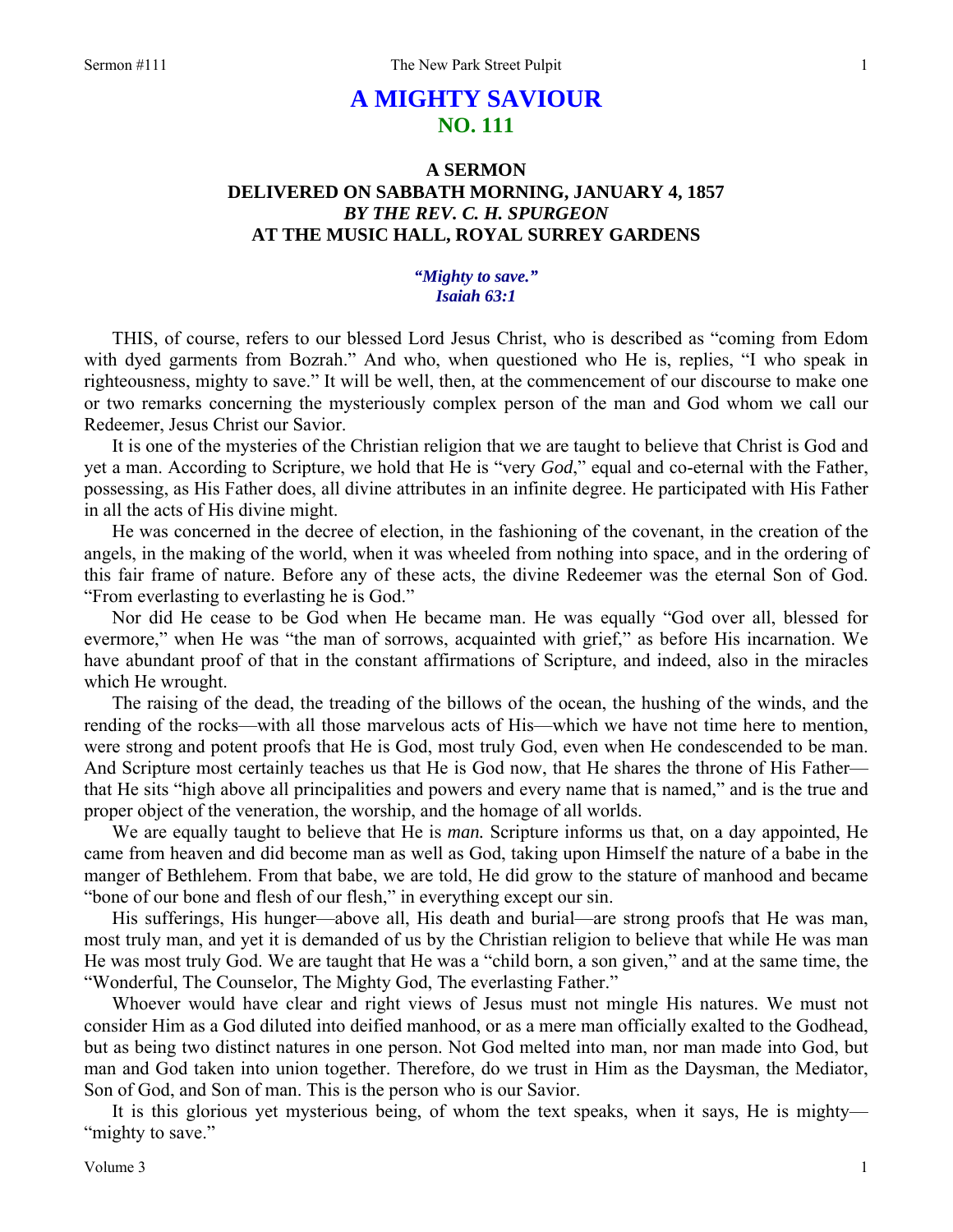# A MIGHTY SAVIOUR
## NO. 111

### A SERMON
### DELIVERED ON SABBATH MORNING, JANUARY 4, 1857
### *BY THE REV. C. H. SPURGEON*
### AT THE MUSIC HALL, ROYAL SURREY GARDENS

*"Mighty to save."*
*Isaiah 63:1*

THIS, of course, refers to our blessed Lord Jesus Christ, who is described as "coming from Edom with dyed garments from Bozrah." And who, when questioned who He is, replies, "I who speak in righteousness, mighty to save." It will be well, then, at the commencement of our discourse to make one or two remarks concerning the mysteriously complex person of the man and God whom we call our Redeemer, Jesus Christ our Savior.

It is one of the mysteries of the Christian religion that we are taught to believe that Christ is God and yet a man. According to Scripture, we hold that He is "very *God*," equal and co-eternal with the Father, possessing, as His Father does, all divine attributes in an infinite degree. He participated with His Father in all the acts of His divine might.

He was concerned in the decree of election, in the fashioning of the covenant, in the creation of the angels, in the making of the world, when it was wheeled from nothing into space, and in the ordering of this fair frame of nature. Before any of these acts, the divine Redeemer was the eternal Son of God. "From everlasting to everlasting he is God."

Nor did He cease to be God when He became man. He was equally "God over all, blessed for evermore," when He was "the man of sorrows, acquainted with grief," as before His incarnation. We have abundant proof of that in the constant affirmations of Scripture, and indeed, also in the miracles which He wrought.

The raising of the dead, the treading of the billows of the ocean, the hushing of the winds, and the rending of the rocks—with all those marvelous acts of His—which we have not time here to mention, were strong and potent proofs that He is God, most truly God, even when He condescended to be man. And Scripture most certainly teaches us that He is God now, that He shares the throne of His Father—that He sits "high above all principalities and powers and every name that is named," and is the true and proper object of the veneration, the worship, and the homage of all worlds.

We are equally taught to believe that He is *man.* Scripture informs us that, on a day appointed, He came from heaven and did become man as well as God, taking upon Himself the nature of a babe in the manger of Bethlehem. From that babe, we are told, He did grow to the stature of manhood and became "bone of our bone and flesh of our flesh," in everything except our sin.

His sufferings, His hunger—above all, His death and burial—are strong proofs that He was man, most truly man, and yet it is demanded of us by the Christian religion to believe that while He was man He was most truly God. We are taught that He was a "child born, a son given," and at the same time, the "Wonderful, The Counselor, The Mighty God, The everlasting Father."

Whoever would have clear and right views of Jesus must not mingle His natures. We must not consider Him as a God diluted into deified manhood, or as a mere man officially exalted to the Godhead, but as being two distinct natures in one person. Not God melted into man, nor man made into God, but man and God taken into union together. Therefore, do we trust in Him as the Daysman, the Mediator, Son of God, and Son of man. This is the person who is our Savior.

It is this glorious yet mysterious being, of whom the text speaks, when it says, He is mighty—"mighty to save."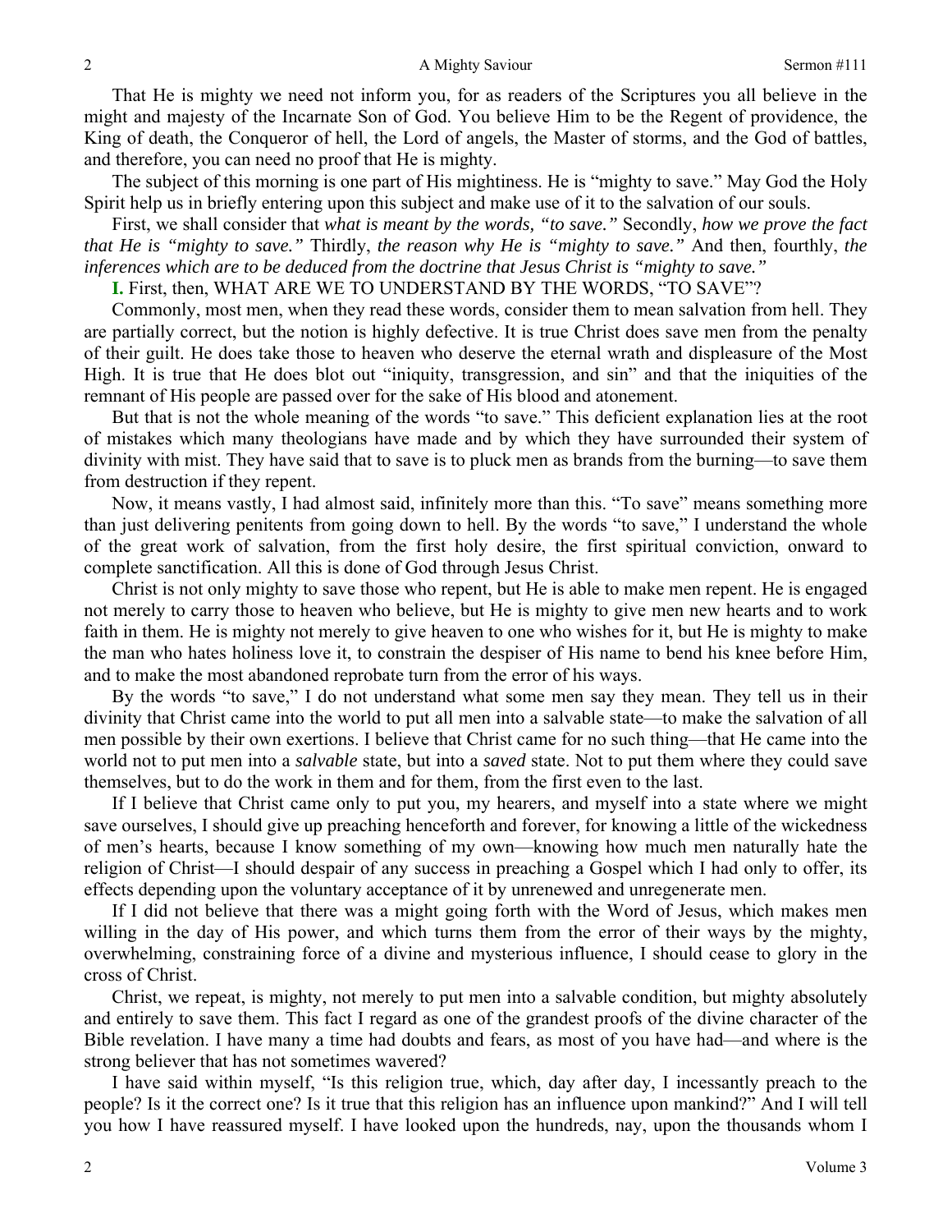That He is mighty we need not inform you, for as readers of the Scriptures you all believe in the might and majesty of the Incarnate Son of God. You believe Him to be the Regent of providence, the King of death, the Conqueror of hell, the Lord of angels, the Master of storms, and the God of battles, and therefore, you can need no proof that He is mighty.

The subject of this morning is one part of His mightiness. He is "mighty to save." May God the Holy Spirit help us in briefly entering upon this subject and make use of it to the salvation of our souls.

First, we shall consider that *what is meant by the words, "to save."* Secondly, *how we prove the fact that He is "mighty to save."* Thirdly, *the reason why He is "mighty to save."* And then, fourthly, *the inferences which are to be deduced from the doctrine that Jesus Christ is "mighty to save."*

**I.** First, then, WHAT ARE WE TO UNDERSTAND BY THE WORDS, "TO SAVE"?

Commonly, most men, when they read these words, consider them to mean salvation from hell. They are partially correct, but the notion is highly defective. It is true Christ does save men from the penalty of their guilt. He does take those to heaven who deserve the eternal wrath and displeasure of the Most High. It is true that He does blot out "iniquity, transgression, and sin" and that the iniquities of the remnant of His people are passed over for the sake of His blood and atonement.

But that is not the whole meaning of the words "to save." This deficient explanation lies at the root of mistakes which many theologians have made and by which they have surrounded their system of divinity with mist. They have said that to save is to pluck men as brands from the burning—to save them from destruction if they repent.

Now, it means vastly, I had almost said, infinitely more than this. "To save" means something more than just delivering penitents from going down to hell. By the words "to save," I understand the whole of the great work of salvation, from the first holy desire, the first spiritual conviction, onward to complete sanctification. All this is done of God through Jesus Christ.

Christ is not only mighty to save those who repent, but He is able to make men repent. He is engaged not merely to carry those to heaven who believe, but He is mighty to give men new hearts and to work faith in them. He is mighty not merely to give heaven to one who wishes for it, but He is mighty to make the man who hates holiness love it, to constrain the despiser of His name to bend his knee before Him, and to make the most abandoned reprobate turn from the error of his ways.

By the words "to save," I do not understand what some men say they mean. They tell us in their divinity that Christ came into the world to put all men into a salvable state—to make the salvation of all men possible by their own exertions. I believe that Christ came for no such thing—that He came into the world not to put men into a *salvable* state, but into a *saved* state. Not to put them where they could save themselves, but to do the work in them and for them, from the first even to the last.

If I believe that Christ came only to put you, my hearers, and myself into a state where we might save ourselves, I should give up preaching henceforth and forever, for knowing a little of the wickedness of men's hearts, because I know something of my own—knowing how much men naturally hate the religion of Christ—I should despair of any success in preaching a Gospel which I had only to offer, its effects depending upon the voluntary acceptance of it by unrenewed and unregenerate men.

If I did not believe that there was a might going forth with the Word of Jesus, which makes men willing in the day of His power, and which turns them from the error of their ways by the mighty, overwhelming, constraining force of a divine and mysterious influence, I should cease to glory in the cross of Christ.

Christ, we repeat, is mighty, not merely to put men into a salvable condition, but mighty absolutely and entirely to save them. This fact I regard as one of the grandest proofs of the divine character of the Bible revelation. I have many a time had doubts and fears, as most of you have had—and where is the strong believer that has not sometimes wavered?

I have said within myself, "Is this religion true, which, day after day, I incessantly preach to the people? Is it the correct one? Is it true that this religion has an influence upon mankind?" And I will tell you how I have reassured myself. I have looked upon the hundreds, nay, upon the thousands whom I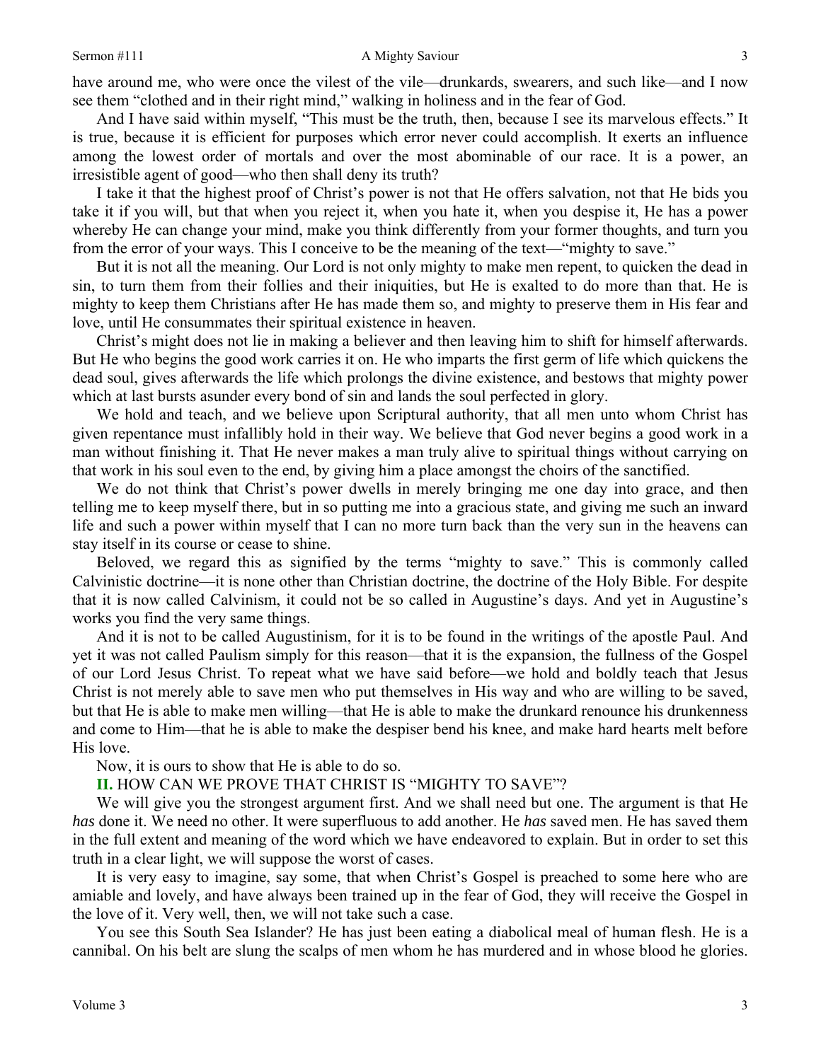have around me, who were once the vilest of the vile—drunkards, swearers, and such like—and I now see them "clothed and in their right mind," walking in holiness and in the fear of God.

And I have said within myself, "This must be the truth, then, because I see its marvelous effects." It is true, because it is efficient for purposes which error never could accomplish. It exerts an influence among the lowest order of mortals and over the most abominable of our race. It is a power, an irresistible agent of good—who then shall deny its truth?

I take it that the highest proof of Christ's power is not that He offers salvation, not that He bids you take it if you will, but that when you reject it, when you hate it, when you despise it, He has a power whereby He can change your mind, make you think differently from your former thoughts, and turn you from the error of your ways. This I conceive to be the meaning of the text—"mighty to save."

But it is not all the meaning. Our Lord is not only mighty to make men repent, to quicken the dead in sin, to turn them from their follies and their iniquities, but He is exalted to do more than that. He is mighty to keep them Christians after He has made them so, and mighty to preserve them in His fear and love, until He consummates their spiritual existence in heaven.

Christ's might does not lie in making a believer and then leaving him to shift for himself afterwards. But He who begins the good work carries it on. He who imparts the first germ of life which quickens the dead soul, gives afterwards the life which prolongs the divine existence, and bestows that mighty power which at last bursts asunder every bond of sin and lands the soul perfected in glory.

We hold and teach, and we believe upon Scriptural authority, that all men unto whom Christ has given repentance must infallibly hold in their way. We believe that God never begins a good work in a man without finishing it. That He never makes a man truly alive to spiritual things without carrying on that work in his soul even to the end, by giving him a place amongst the choirs of the sanctified.

We do not think that Christ's power dwells in merely bringing me one day into grace, and then telling me to keep myself there, but in so putting me into a gracious state, and giving me such an inward life and such a power within myself that I can no more turn back than the very sun in the heavens can stay itself in its course or cease to shine.

Beloved, we regard this as signified by the terms "mighty to save." This is commonly called Calvinistic doctrine—it is none other than Christian doctrine, the doctrine of the Holy Bible. For despite that it is now called Calvinism, it could not be so called in Augustine's days. And yet in Augustine's works you find the very same things.

And it is not to be called Augustinism, for it is to be found in the writings of the apostle Paul. And yet it was not called Paulism simply for this reason—that it is the expansion, the fullness of the Gospel of our Lord Jesus Christ. To repeat what we have said before—we hold and boldly teach that Jesus Christ is not merely able to save men who put themselves in His way and who are willing to be saved, but that He is able to make men willing—that He is able to make the drunkard renounce his drunkenness and come to Him—that he is able to make the despiser bend his knee, and make hard hearts melt before His love.

Now, it is ours to show that He is able to do so.

**II.** HOW CAN WE PROVE THAT CHRIST IS "MIGHTY TO SAVE"?

We will give you the strongest argument first. And we shall need but one. The argument is that He *has* done it. We need no other. It were superfluous to add another. He *has* saved men. He has saved them in the full extent and meaning of the word which we have endeavored to explain. But in order to set this truth in a clear light, we will suppose the worst of cases.

It is very easy to imagine, say some, that when Christ's Gospel is preached to some here who are amiable and lovely, and have always been trained up in the fear of God, they will receive the Gospel in the love of it. Very well, then, we will not take such a case.

You see this South Sea Islander? He has just been eating a diabolical meal of human flesh. He is a cannibal. On his belt are slung the scalps of men whom he has murdered and in whose blood he glories.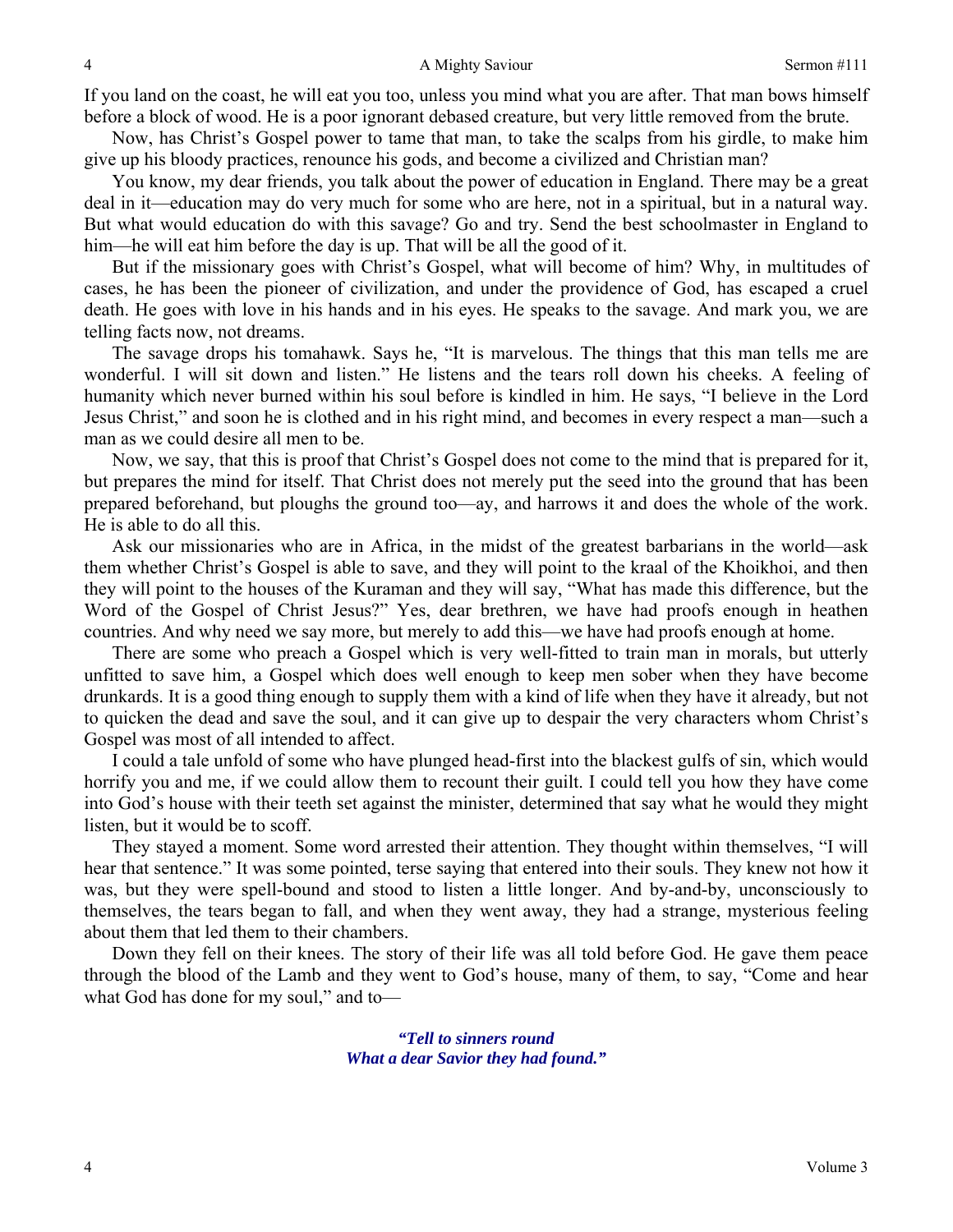If you land on the coast, he will eat you too, unless you mind what you are after. That man bows himself before a block of wood. He is a poor ignorant debased creature, but very little removed from the brute.

Now, has Christ's Gospel power to tame that man, to take the scalps from his girdle, to make him give up his bloody practices, renounce his gods, and become a civilized and Christian man?

You know, my dear friends, you talk about the power of education in England. There may be a great deal in it—education may do very much for some who are here, not in a spiritual, but in a natural way. But what would education do with this savage? Go and try. Send the best schoolmaster in England to him—he will eat him before the day is up. That will be all the good of it.

But if the missionary goes with Christ's Gospel, what will become of him? Why, in multitudes of cases, he has been the pioneer of civilization, and under the providence of God, has escaped a cruel death. He goes with love in his hands and in his eyes. He speaks to the savage. And mark you, we are telling facts now, not dreams.

The savage drops his tomahawk. Says he, "It is marvelous. The things that this man tells me are wonderful. I will sit down and listen." He listens and the tears roll down his cheeks. A feeling of humanity which never burned within his soul before is kindled in him. He says, "I believe in the Lord Jesus Christ," and soon he is clothed and in his right mind, and becomes in every respect a man—such a man as we could desire all men to be.

Now, we say, that this is proof that Christ's Gospel does not come to the mind that is prepared for it, but prepares the mind for itself. That Christ does not merely put the seed into the ground that has been prepared beforehand, but ploughs the ground too—ay, and harrows it and does the whole of the work. He is able to do all this.

Ask our missionaries who are in Africa, in the midst of the greatest barbarians in the world—ask them whether Christ's Gospel is able to save, and they will point to the kraal of the Khoikhoi, and then they will point to the houses of the Kuraman and they will say, "What has made this difference, but the Word of the Gospel of Christ Jesus?" Yes, dear brethren, we have had proofs enough in heathen countries. And why need we say more, but merely to add this—we have had proofs enough at home.

There are some who preach a Gospel which is very well-fitted to train man in morals, but utterly unfitted to save him, a Gospel which does well enough to keep men sober when they have become drunkards. It is a good thing enough to supply them with a kind of life when they have it already, but not to quicken the dead and save the soul, and it can give up to despair the very characters whom Christ's Gospel was most of all intended to affect.

I could a tale unfold of some who have plunged head-first into the blackest gulfs of sin, which would horrify you and me, if we could allow them to recount their guilt. I could tell you how they have come into God's house with their teeth set against the minister, determined that say what he would they might listen, but it would be to scoff.

They stayed a moment. Some word arrested their attention. They thought within themselves, "I will hear that sentence." It was some pointed, terse saying that entered into their souls. They knew not how it was, but they were spell-bound and stood to listen a little longer. And by-and-by, unconsciously to themselves, the tears began to fall, and when they went away, they had a strange, mysterious feeling about them that led them to their chambers.

Down they fell on their knees. The story of their life was all told before God. He gave them peace through the blood of the Lamb and they went to God's house, many of them, to say, "Come and hear what God has done for my soul," and to—

> ***"Tell to sinners round***
> ***What a dear Savior they had found."***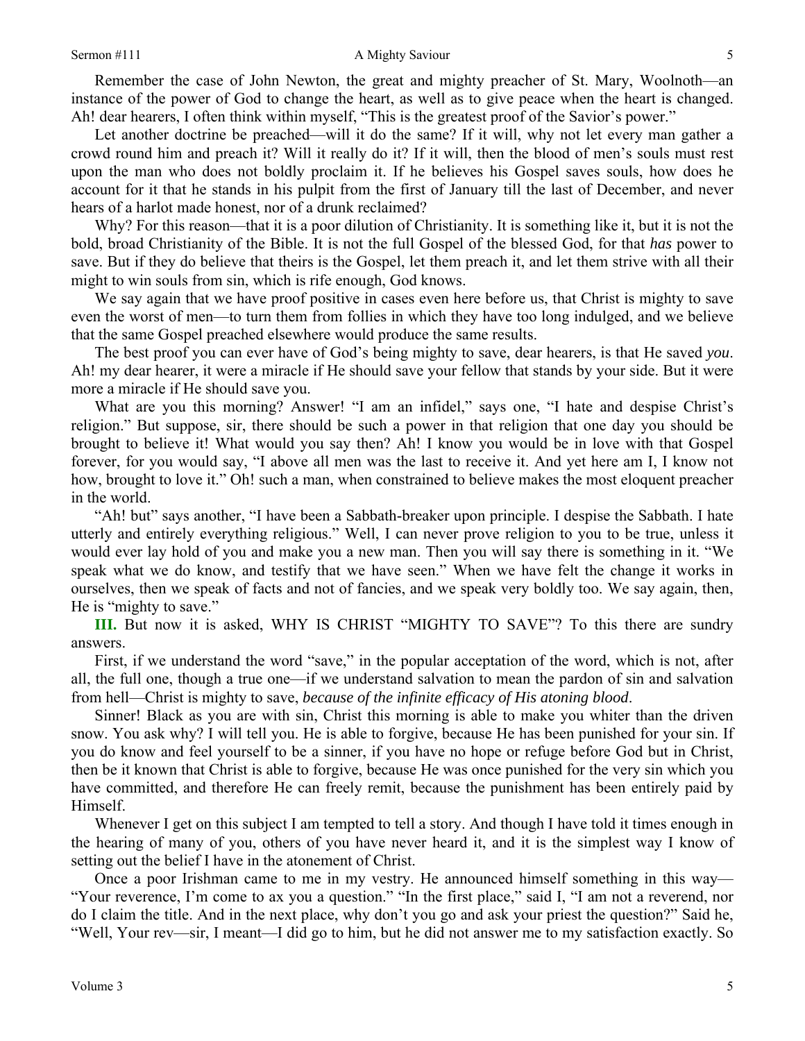Remember the case of John Newton, the great and mighty preacher of St. Mary, Woolnoth—an instance of the power of God to change the heart, as well as to give peace when the heart is changed. Ah! dear hearers, I often think within myself, "This is the greatest proof of the Savior's power."

Let another doctrine be preached—will it do the same? If it will, why not let every man gather a crowd round him and preach it? Will it really do it? If it will, then the blood of men's souls must rest upon the man who does not boldly proclaim it. If he believes his Gospel saves souls, how does he account for it that he stands in his pulpit from the first of January till the last of December, and never hears of a harlot made honest, nor of a drunk reclaimed?

Why? For this reason—that it is a poor dilution of Christianity. It is something like it, but it is not the bold, broad Christianity of the Bible. It is not the full Gospel of the blessed God, for that *has* power to save. But if they do believe that theirs is the Gospel, let them preach it, and let them strive with all their might to win souls from sin, which is rife enough, God knows.

We say again that we have proof positive in cases even here before us, that Christ is mighty to save even the worst of men—to turn them from follies in which they have too long indulged, and we believe that the same Gospel preached elsewhere would produce the same results.

The best proof you can ever have of God's being mighty to save, dear hearers, is that He saved *you*. Ah! my dear hearer, it were a miracle if He should save your fellow that stands by your side. But it were more a miracle if He should save you.

What are you this morning? Answer! "I am an infidel," says one, "I hate and despise Christ's religion." But suppose, sir, there should be such a power in that religion that one day you should be brought to believe it! What would you say then? Ah! I know you would be in love with that Gospel forever, for you would say, "I above all men was the last to receive it. And yet here am I, I know not how, brought to love it." Oh! such a man, when constrained to believe makes the most eloquent preacher in the world.

"Ah! but" says another, "I have been a Sabbath-breaker upon principle. I despise the Sabbath. I hate utterly and entirely everything religious." Well, I can never prove religion to you to be true, unless it would ever lay hold of you and make you a new man. Then you will say there is something in it. "We speak what we do know, and testify that we have seen." When we have felt the change it works in ourselves, then we speak of facts and not of fancies, and we speak very boldly too. We say again, then, He is "mighty to save."

**III.** But now it is asked, WHY IS CHRIST "MIGHTY TO SAVE"? To this there are sundry answers.

First, if we understand the word "save," in the popular acceptation of the word, which is not, after all, the full one, though a true one—if we understand salvation to mean the pardon of sin and salvation from hell—Christ is mighty to save, *because of the infinite efficacy of His atoning blood*.

Sinner! Black as you are with sin, Christ this morning is able to make you whiter than the driven snow. You ask why? I will tell you. He is able to forgive, because He has been punished for your sin. If you do know and feel yourself to be a sinner, if you have no hope or refuge before God but in Christ, then be it known that Christ is able to forgive, because He was once punished for the very sin which you have committed, and therefore He can freely remit, because the punishment has been entirely paid by Himself.

Whenever I get on this subject I am tempted to tell a story. And though I have told it times enough in the hearing of many of you, others of you have never heard it, and it is the simplest way I know of setting out the belief I have in the atonement of Christ.

Once a poor Irishman came to me in my vestry. He announced himself something in this way—"Your reverence, I'm come to ax you a question." "In the first place," said I, "I am not a reverend, nor do I claim the title. And in the next place, why don't you go and ask your priest the question?" Said he, "Well, Your rev—sir, I meant—I did go to him, but he did not answer me to my satisfaction exactly. So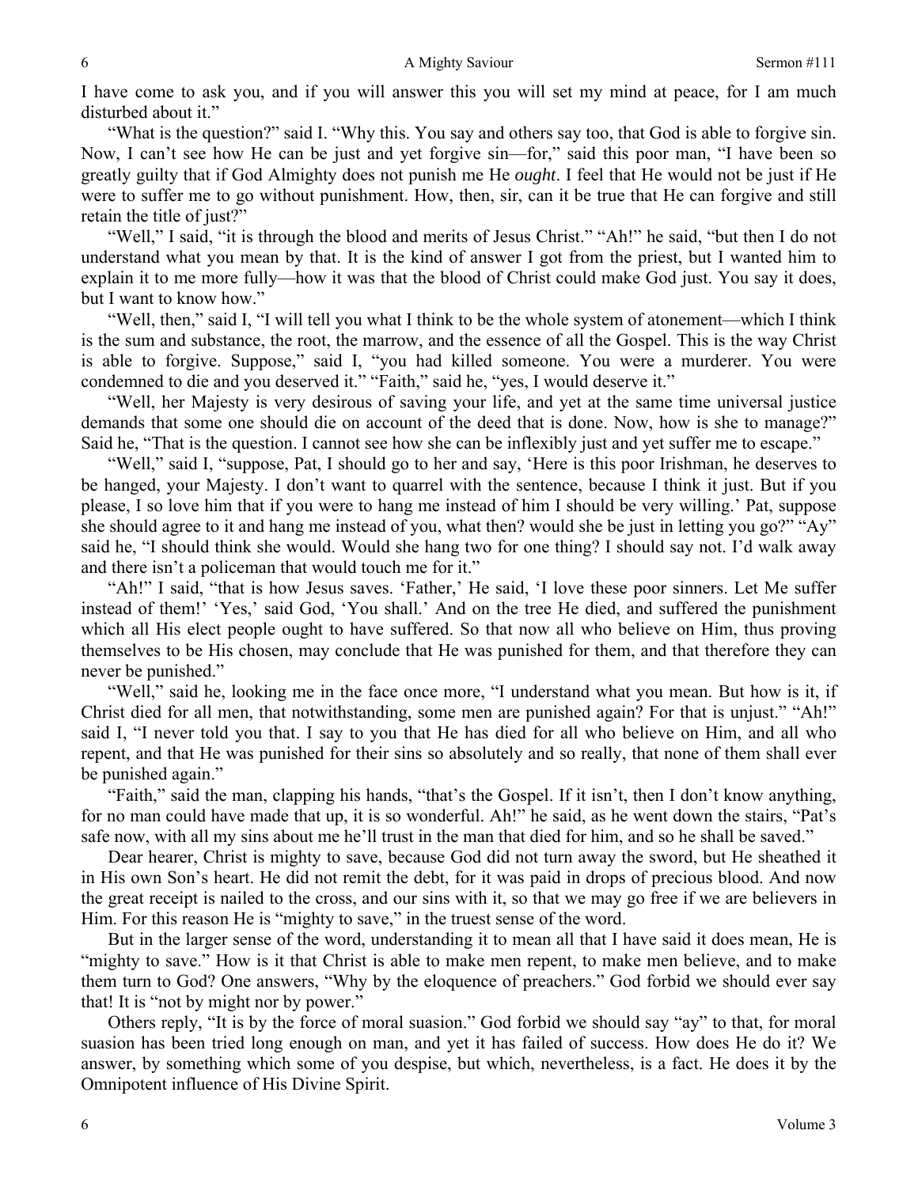I have come to ask you, and if you will answer this you will set my mind at peace, for I am much disturbed about it."

"What is the question?" said I. "Why this. You say and others say too, that God is able to forgive sin. Now, I can't see how He can be just and yet forgive sin—for," said this poor man, "I have been so greatly guilty that if God Almighty does not punish me He *ought*. I feel that He would not be just if He were to suffer me to go without punishment. How, then, sir, can it be true that He can forgive and still retain the title of just?"

"Well," I said, "it is through the blood and merits of Jesus Christ." "Ah!" he said, "but then I do not understand what you mean by that. It is the kind of answer I got from the priest, but I wanted him to explain it to me more fully—how it was that the blood of Christ could make God just. You say it does, but I want to know how."

"Well, then," said I, "I will tell you what I think to be the whole system of atonement—which I think is the sum and substance, the root, the marrow, and the essence of all the Gospel. This is the way Christ is able to forgive. Suppose," said I, "you had killed someone. You were a murderer. You were condemned to die and you deserved it." "Faith," said he, "yes, I would deserve it."

"Well, her Majesty is very desirous of saving your life, and yet at the same time universal justice demands that some one should die on account of the deed that is done. Now, how is she to manage?" Said he, "That is the question. I cannot see how she can be inflexibly just and yet suffer me to escape."

"Well," said I, "suppose, Pat, I should go to her and say, 'Here is this poor Irishman, he deserves to be hanged, your Majesty. I don't want to quarrel with the sentence, because I think it just. But if you please, I so love him that if you were to hang me instead of him I should be very willing.' Pat, suppose she should agree to it and hang me instead of you, what then? would she be just in letting you go?" "Ay" said he, "I should think she would. Would she hang two for one thing? I should say not. I'd walk away and there isn't a policeman that would touch me for it."

"Ah!" I said, "that is how Jesus saves. 'Father,' He said, 'I love these poor sinners. Let Me suffer instead of them!' 'Yes,' said God, 'You shall.' And on the tree He died, and suffered the punishment which all His elect people ought to have suffered. So that now all who believe on Him, thus proving themselves to be His chosen, may conclude that He was punished for them, and that therefore they can never be punished."

"Well," said he, looking me in the face once more, "I understand what you mean. But how is it, if Christ died for all men, that notwithstanding, some men are punished again? For that is unjust." "Ah!" said I, "I never told you that. I say to you that He has died for all who believe on Him, and all who repent, and that He was punished for their sins so absolutely and so really, that none of them shall ever be punished again."

"Faith," said the man, clapping his hands, "that's the Gospel. If it isn't, then I don't know anything, for no man could have made that up, it is so wonderful. Ah!" he said, as he went down the stairs, "Pat's safe now, with all my sins about me he'll trust in the man that died for him, and so he shall be saved."

Dear hearer, Christ is mighty to save, because God did not turn away the sword, but He sheathed it in His own Son's heart. He did not remit the debt, for it was paid in drops of precious blood. And now the great receipt is nailed to the cross, and our sins with it, so that we may go free if we are believers in Him. For this reason He is "mighty to save," in the truest sense of the word.

But in the larger sense of the word, understanding it to mean all that I have said it does mean, He is "mighty to save." How is it that Christ is able to make men repent, to make men believe, and to make them turn to God? One answers, "Why by the eloquence of preachers." God forbid we should ever say that! It is "not by might nor by power."

Others reply, "It is by the force of moral suasion." God forbid we should say "ay" to that, for moral suasion has been tried long enough on man, and yet it has failed of success. How does He do it? We answer, by something which some of you despise, but which, nevertheless, is a fact. He does it by the Omnipotent influence of His Divine Spirit.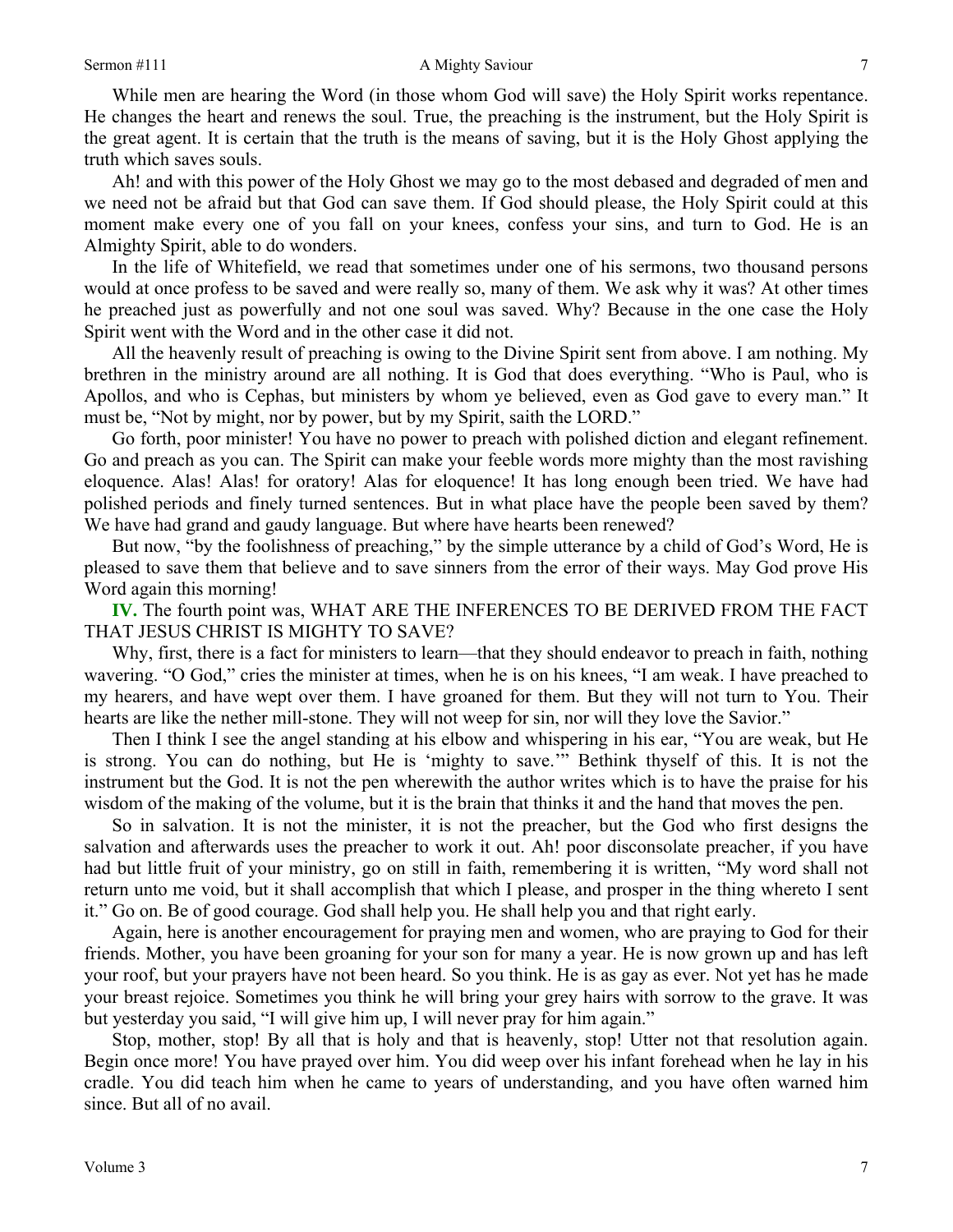While men are hearing the Word (in those whom God will save) the Holy Spirit works repentance. He changes the heart and renews the soul. True, the preaching is the instrument, but the Holy Spirit is the great agent. It is certain that the truth is the means of saving, but it is the Holy Ghost applying the truth which saves souls.

Ah! and with this power of the Holy Ghost we may go to the most debased and degraded of men and we need not be afraid but that God can save them. If God should please, the Holy Spirit could at this moment make every one of you fall on your knees, confess your sins, and turn to God. He is an Almighty Spirit, able to do wonders.

In the life of Whitefield, we read that sometimes under one of his sermons, two thousand persons would at once profess to be saved and were really so, many of them. We ask why it was? At other times he preached just as powerfully and not one soul was saved. Why? Because in the one case the Holy Spirit went with the Word and in the other case it did not.

All the heavenly result of preaching is owing to the Divine Spirit sent from above. I am nothing. My brethren in the ministry around are all nothing. It is God that does everything. "Who is Paul, who is Apollos, and who is Cephas, but ministers by whom ye believed, even as God gave to every man." It must be, "Not by might, nor by power, but by my Spirit, saith the LORD."

Go forth, poor minister! You have no power to preach with polished diction and elegant refinement. Go and preach as you can. The Spirit can make your feeble words more mighty than the most ravishing eloquence. Alas! Alas! for oratory! Alas for eloquence! It has long enough been tried. We have had polished periods and finely turned sentences. But in what place have the people been saved by them? We have had grand and gaudy language. But where have hearts been renewed?

But now, "by the foolishness of preaching," by the simple utterance by a child of God's Word, He is pleased to save them that believe and to save sinners from the error of their ways. May God prove His Word again this morning!

**IV.** The fourth point was, WHAT ARE THE INFERENCES TO BE DERIVED FROM THE FACT THAT JESUS CHRIST IS MIGHTY TO SAVE?

Why, first, there is a fact for ministers to learn—that they should endeavor to preach in faith, nothing wavering. "O God," cries the minister at times, when he is on his knees, "I am weak. I have preached to my hearers, and have wept over them. I have groaned for them. But they will not turn to You. Their hearts are like the nether mill-stone. They will not weep for sin, nor will they love the Savior."

Then I think I see the angel standing at his elbow and whispering in his ear, "You are weak, but He is strong. You can do nothing, but He is 'mighty to save.'" Bethink thyself of this. It is not the instrument but the God. It is not the pen wherewith the author writes which is to have the praise for his wisdom of the making of the volume, but it is the brain that thinks it and the hand that moves the pen.

So in salvation. It is not the minister, it is not the preacher, but the God who first designs the salvation and afterwards uses the preacher to work it out. Ah! poor disconsolate preacher, if you have had but little fruit of your ministry, go on still in faith, remembering it is written, "My word shall not return unto me void, but it shall accomplish that which I please, and prosper in the thing whereto I sent it." Go on. Be of good courage. God shall help you. He shall help you and that right early.

Again, here is another encouragement for praying men and women, who are praying to God for their friends. Mother, you have been groaning for your son for many a year. He is now grown up and has left your roof, but your prayers have not been heard. So you think. He is as gay as ever. Not yet has he made your breast rejoice. Sometimes you think he will bring your grey hairs with sorrow to the grave. It was but yesterday you said, "I will give him up, I will never pray for him again."

Stop, mother, stop! By all that is holy and that is heavenly, stop! Utter not that resolution again. Begin once more! You have prayed over him. You did weep over his infant forehead when he lay in his cradle. You did teach him when he came to years of understanding, and you have often warned him since. But all of no avail.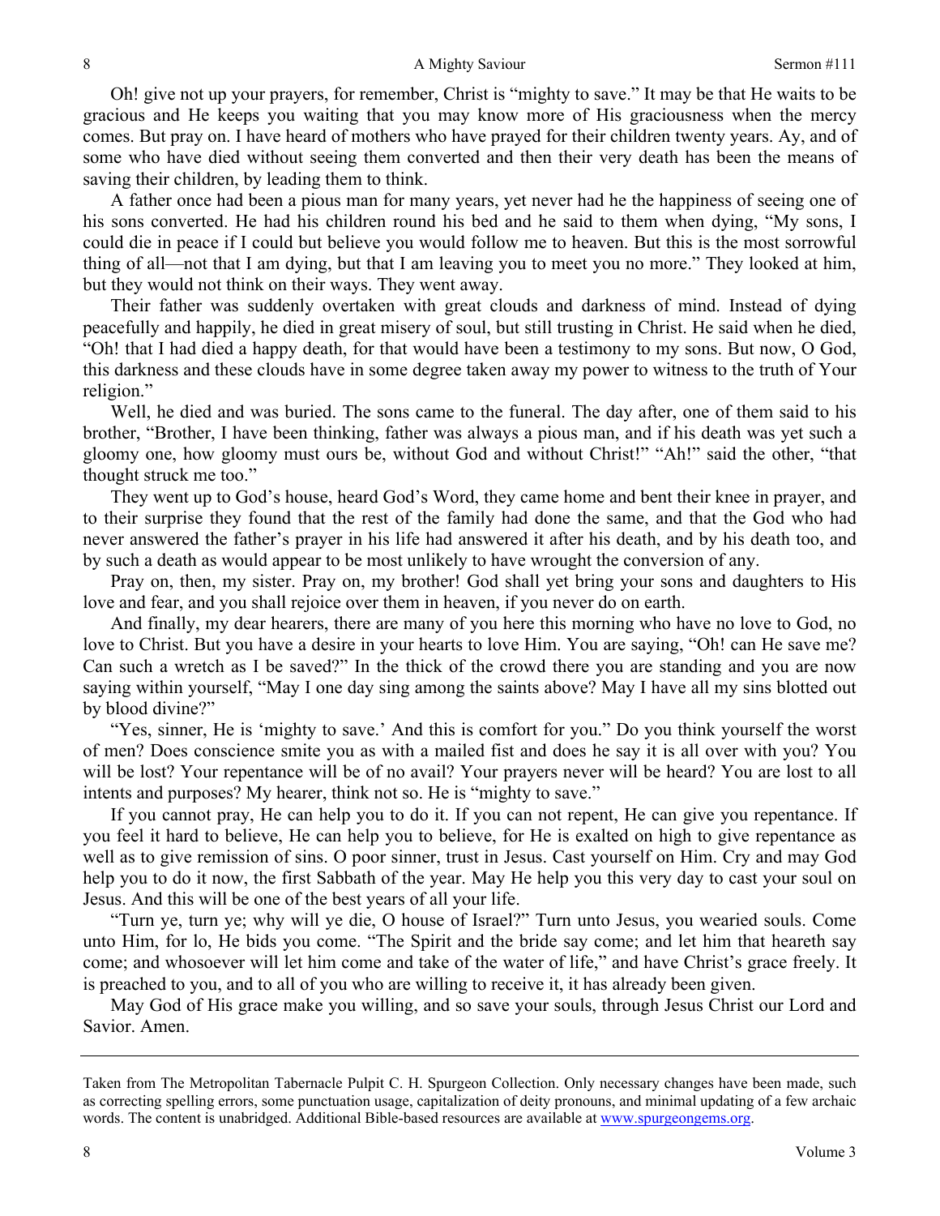Oh! give not up your prayers, for remember, Christ is "mighty to save." It may be that He waits to be gracious and He keeps you waiting that you may know more of His graciousness when the mercy comes. But pray on. I have heard of mothers who have prayed for their children twenty years. Ay, and of some who have died without seeing them converted and then their very death has been the means of saving their children, by leading them to think.

A father once had been a pious man for many years, yet never had he the happiness of seeing one of his sons converted. He had his children round his bed and he said to them when dying, "My sons, I could die in peace if I could but believe you would follow me to heaven. But this is the most sorrowful thing of all—not that I am dying, but that I am leaving you to meet you no more." They looked at him, but they would not think on their ways. They went away.

Their father was suddenly overtaken with great clouds and darkness of mind. Instead of dying peacefully and happily, he died in great misery of soul, but still trusting in Christ. He said when he died, "Oh! that I had died a happy death, for that would have been a testimony to my sons. But now, O God, this darkness and these clouds have in some degree taken away my power to witness to the truth of Your religion."

Well, he died and was buried. The sons came to the funeral. The day after, one of them said to his brother, "Brother, I have been thinking, father was always a pious man, and if his death was yet such a gloomy one, how gloomy must ours be, without God and without Christ!" "Ah!" said the other, "that thought struck me too."

They went up to God's house, heard God's Word, they came home and bent their knee in prayer, and to their surprise they found that the rest of the family had done the same, and that the God who had never answered the father's prayer in his life had answered it after his death, and by his death too, and by such a death as would appear to be most unlikely to have wrought the conversion of any.

Pray on, then, my sister. Pray on, my brother! God shall yet bring your sons and daughters to His love and fear, and you shall rejoice over them in heaven, if you never do on earth.

And finally, my dear hearers, there are many of you here this morning who have no love to God, no love to Christ. But you have a desire in your hearts to love Him. You are saying, "Oh! can He save me? Can such a wretch as I be saved?" In the thick of the crowd there you are standing and you are now saying within yourself, "May I one day sing among the saints above? May I have all my sins blotted out by blood divine?"

"Yes, sinner, He is 'mighty to save.' And this is comfort for you." Do you think yourself the worst of men? Does conscience smite you as with a mailed fist and does he say it is all over with you? You will be lost? Your repentance will be of no avail? Your prayers never will be heard? You are lost to all intents and purposes? My hearer, think not so. He is "mighty to save."

If you cannot pray, He can help you to do it. If you can not repent, He can give you repentance. If you feel it hard to believe, He can help you to believe, for He is exalted on high to give repentance as well as to give remission of sins. O poor sinner, trust in Jesus. Cast yourself on Him. Cry and may God help you to do it now, the first Sabbath of the year. May He help you this very day to cast your soul on Jesus. And this will be one of the best years of all your life.

"Turn ye, turn ye; why will ye die, O house of Israel?" Turn unto Jesus, you wearied souls. Come unto Him, for lo, He bids you come. "The Spirit and the bride say come; and let him that heareth say come; and whosoever will let him come and take of the water of life," and have Christ's grace freely. It is preached to you, and to all of you who are willing to receive it, it has already been given.

May God of His grace make you willing, and so save your souls, through Jesus Christ our Lord and Savior. Amen.

---

Taken from The Metropolitan Tabernacle Pulpit C. H. Spurgeon Collection. Only necessary changes have been made, such as correcting spelling errors, some punctuation usage, capitalization of deity pronouns, and minimal updating of a few archaic words. The content is unabridged. Additional Bible-based resources are available at www.spurgeongems.org.